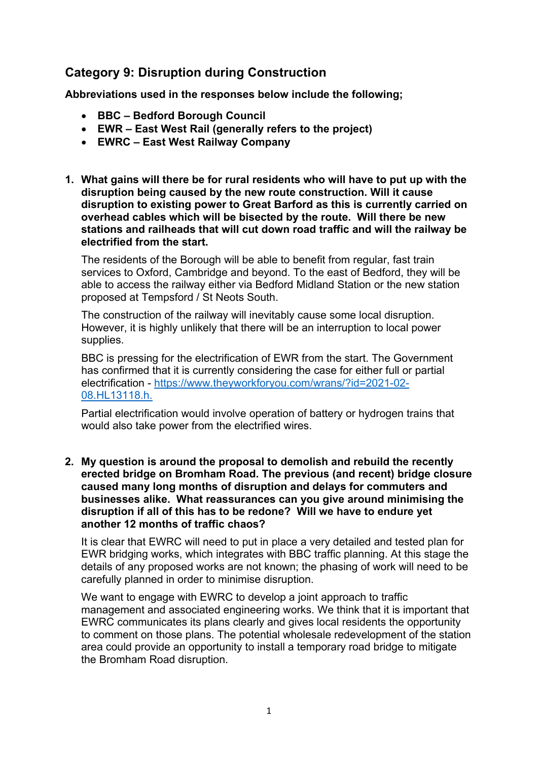## Category 9: Disruption during Construction

**Abbreviations used in the responses below include the following;**

- **BBC – Bedford Borough Council**
- **EWR – East West Rail (generally refers to the project)**
- **EWRC – East West Railway Company**

1. **What gains will there be for rural residents who will have to put up with the disruption being caused by the new route construction. Will it cause disruption to existing power to Great Barford as this is currently carried on overhead cables which will be bisected by the route. Will there be new stations and railheads that will cut down road traffic and will the railway be electrified from the start.**

   The residents of the Borough will be able to benefit from regular, fast train services to Oxford, Cambridge and beyond. To the east of Bedford, they will be able to access the railway either via Bedford Midland Station or the new station proposed at Tempsford / St Neots South.

   The construction of the railway will inevitably cause some local disruption. However, it is highly unlikely that there will be an interruption to local power supplies.

   BBC is pressing for the electrification of EWR from the start. The Government has confirmed that it is currently considering the case for either full or partial electrification - [https://www.theyworkforyou.com/wrans/?id=2021-02-08.HL13118.h.](https://www.theyworkforyou.com/wrans/?id=2021-02-08.HL13118.h)

   Partial electrification would involve operation of battery or hydrogen trains that would also take power from the electrified wires.

2. **My question is around the proposal to demolish and rebuild the recently erected bridge on Bromham Road. The previous (and recent) bridge closure caused many long months of disruption and delays for commuters and businesses alike. What reassurances can you give around minimising the disruption if all of this has to be redone? Will we have to endure yet another 12 months of traffic chaos?**

   It is clear that EWRC will need to put in place a very detailed and tested plan for EWR bridging works, which integrates with BBC traffic planning. At this stage the details of any proposed works are not known; the phasing of work will need to be carefully planned in order to minimise disruption.

   We want to engage with EWRC to develop a joint approach to traffic management and associated engineering works. We think that it is important that EWRC communicates its plans clearly and gives local residents the opportunity to comment on those plans. The potential wholesale redevelopment of the station area could provide an opportunity to install a temporary road bridge to mitigate the Bromham Road disruption.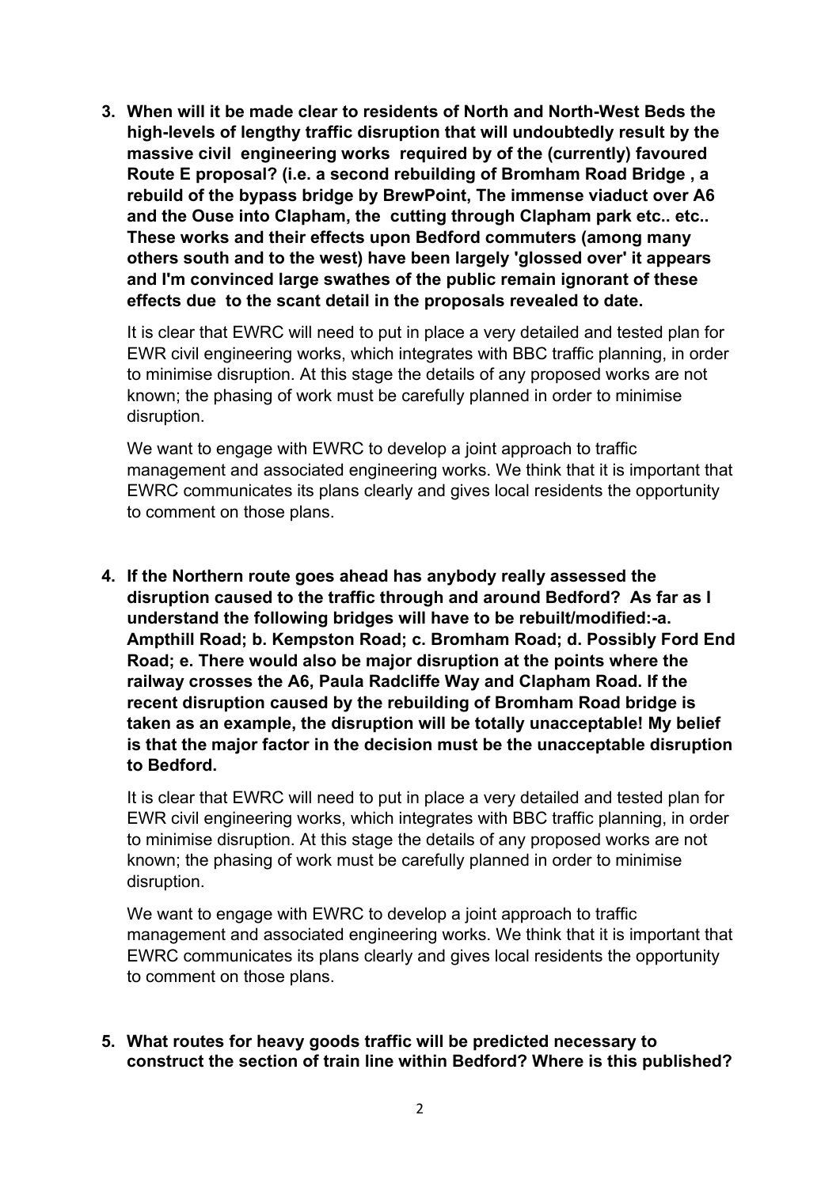3. **When will it be made clear to residents of North and North-West Beds the high-levels of lengthy traffic disruption that will undoubtedly result by the massive civil engineering works required by of the (currently) favoured Route E proposal? (i.e. a second rebuilding of Bromham Road Bridge , a rebuild of the bypass bridge by BrewPoint, The immense viaduct over A6 and the Ouse into Clapham, the cutting through Clapham park etc.. etc.. These works and their effects upon Bedford commuters (among many others south and to the west) have been largely 'glossed over' it appears and I'm convinced large swathes of the public remain ignorant of these effects due to the scant detail in the proposals revealed to date.**

   It is clear that EWRC will need to put in place a very detailed and tested plan for EWR civil engineering works, which integrates with BBC traffic planning, in order to minimise disruption. At this stage the details of any proposed works are not known; the phasing of work must be carefully planned in order to minimise disruption.

   We want to engage with EWRC to develop a joint approach to traffic management and associated engineering works. We think that it is important that EWRC communicates its plans clearly and gives local residents the opportunity to comment on those plans.

4. **If the Northern route goes ahead has anybody really assessed the disruption caused to the traffic through and around Bedford? As far as I understand the following bridges will have to be rebuilt/modified:-a. Ampthill Road; b. Kempston Road; c. Bromham Road; d. Possibly Ford End Road; e. There would also be major disruption at the points where the railway crosses the A6, Paula Radcliffe Way and Clapham Road. If the recent disruption caused by the rebuilding of Bromham Road bridge is taken as an example, the disruption will be totally unacceptable! My belief is that the major factor in the decision must be the unacceptable disruption to Bedford.**

   It is clear that EWRC will need to put in place a very detailed and tested plan for EWR civil engineering works, which integrates with BBC traffic planning, in order to minimise disruption. At this stage the details of any proposed works are not known; the phasing of work must be carefully planned in order to minimise disruption.

   We want to engage with EWRC to develop a joint approach to traffic management and associated engineering works. We think that it is important that EWRC communicates its plans clearly and gives local residents the opportunity to comment on those plans.

5. **What routes for heavy goods traffic will be predicted necessary to construct the section of train line within Bedford? Where is this published?**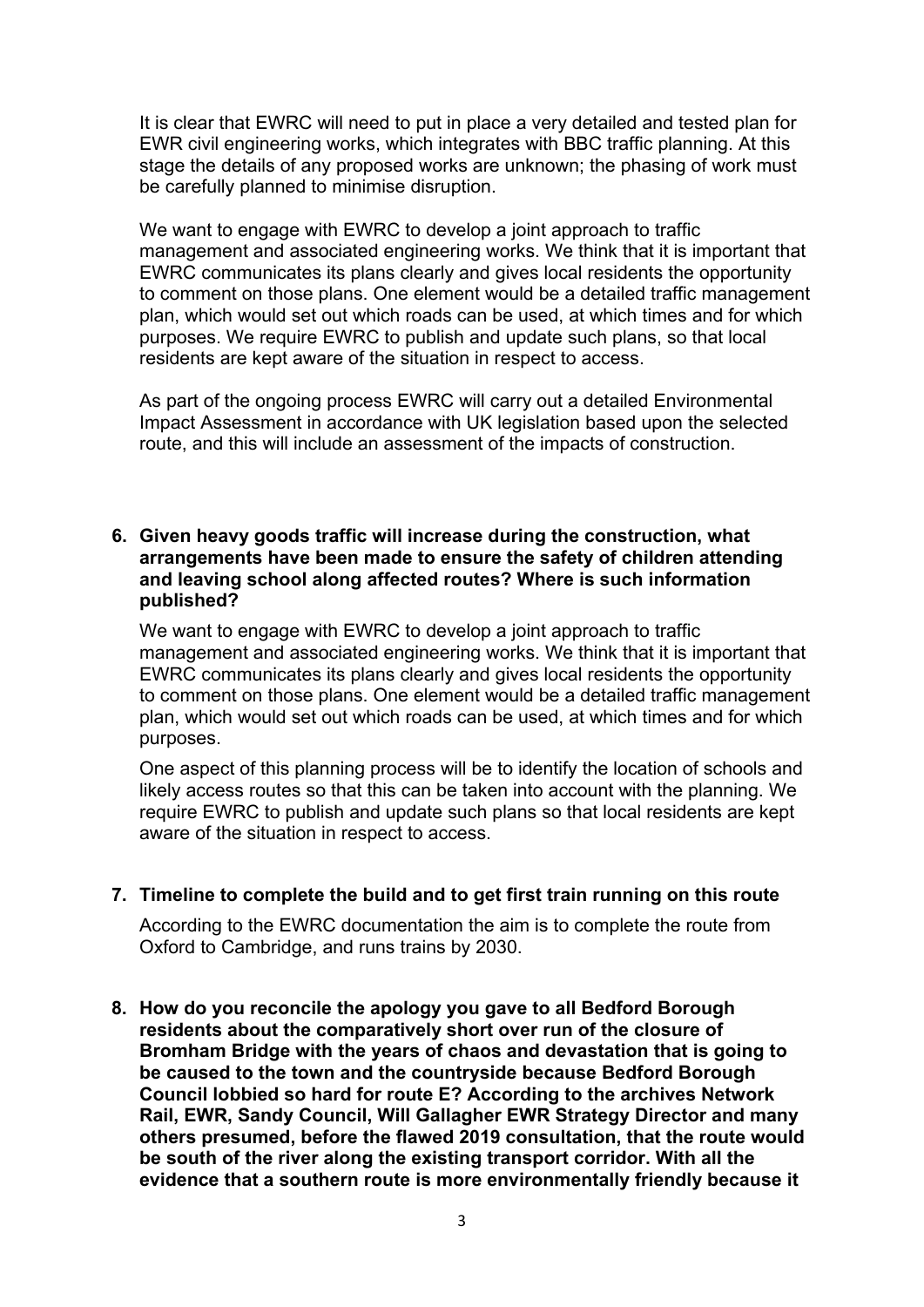It is clear that EWRC will need to put in place a very detailed and tested plan for EWR civil engineering works, which integrates with BBC traffic planning. At this stage the details of any proposed works are unknown; the phasing of work must be carefully planned to minimise disruption.

We want to engage with EWRC to develop a joint approach to traffic management and associated engineering works. We think that it is important that EWRC communicates its plans clearly and gives local residents the opportunity to comment on those plans. One element would be a detailed traffic management plan, which would set out which roads can be used, at which times and for which purposes. We require EWRC to publish and update such plans, so that local residents are kept aware of the situation in respect to access.

As part of the ongoing process EWRC will carry out a detailed Environmental Impact Assessment in accordance with UK legislation based upon the selected route, and this will include an assessment of the impacts of construction.

6. **Given heavy goods traffic will increase during the construction, what arrangements have been made to ensure the safety of children attending and leaving school along affected routes? Where is such information published?**

   We want to engage with EWRC to develop a joint approach to traffic management and associated engineering works. We think that it is important that EWRC communicates its plans clearly and gives local residents the opportunity to comment on those plans. One element would be a detailed traffic management plan, which would set out which roads can be used, at which times and for which purposes.

   One aspect of this planning process will be to identify the location of schools and likely access routes so that this can be taken into account with the planning. We require EWRC to publish and update such plans so that local residents are kept aware of the situation in respect to access.

7. **Timeline to complete the build and to get first train running on this route**

   According to the EWRC documentation the aim is to complete the route from Oxford to Cambridge, and runs trains by 2030.

8. **How do you reconcile the apology you gave to all Bedford Borough residents about the comparatively short over run of the closure of Bromham Bridge with the years of chaos and devastation that is going to be caused to the town and the countryside because Bedford Borough Council lobbied so hard for route E? According to the archives Network Rail, EWR, Sandy Council, Will Gallagher EWR Strategy Director and many others presumed, before the flawed 2019 consultation, that the route would be south of the river along the existing transport corridor. With all the evidence that a southern route is more environmentally friendly because it**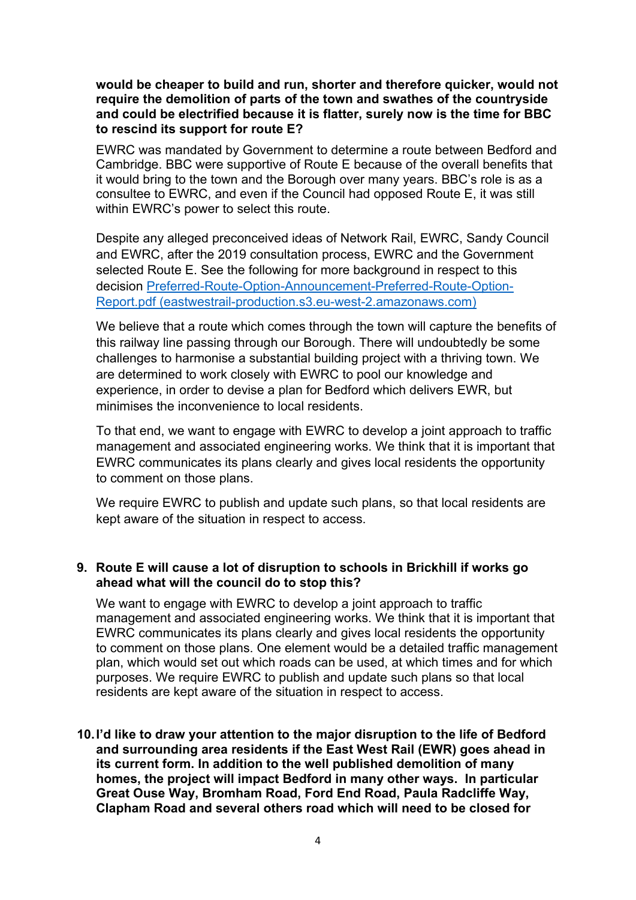**would be cheaper to build and run, shorter and therefore quicker, would not require the demolition of parts of the town and swathes of the countryside and could be electrified because it is flatter, surely now is the time for BBC to rescind its support for route E?**

EWRC was mandated by Government to determine a route between Bedford and Cambridge. BBC were supportive of Route E because of the overall benefits that it would bring to the town and the Borough over many years. BBC's role is as a consultee to EWRC, and even if the Council had opposed Route E, it was still within EWRC's power to select this route.

Despite any alleged preconceived ideas of Network Rail, EWRC, Sandy Council and EWRC, after the 2019 consultation process, EWRC and the Government selected Route E. See the following for more background in respect to this decision [Preferred-Route-Option-Announcement-Preferred-Route-Option-Report.pdf (eastwestrail-production.s3.eu-west-2.amazonaws.com)](Preferred-Route-Option-Announcement-Preferred-Route-Option-Report.pdf)

We believe that a route which comes through the town will capture the benefits of this railway line passing through our Borough. There will undoubtedly be some challenges to harmonise a substantial building project with a thriving town. We are determined to work closely with EWRC to pool our knowledge and experience, in order to devise a plan for Bedford which delivers EWR, but minimises the inconvenience to local residents.

To that end, we want to engage with EWRC to develop a joint approach to traffic management and associated engineering works. We think that it is important that EWRC communicates its plans clearly and gives local residents the opportunity to comment on those plans.

We require EWRC to publish and update such plans, so that local residents are kept aware of the situation in respect to access.

9. **Route E will cause a lot of disruption to schools in Brickhill if works go ahead what will the council do to stop this?**

   We want to engage with EWRC to develop a joint approach to traffic management and associated engineering works. We think that it is important that EWRC communicates its plans clearly and gives local residents the opportunity to comment on those plans. One element would be a detailed traffic management plan, which would set out which roads can be used, at which times and for which purposes. We require EWRC to publish and update such plans so that local residents are kept aware of the situation in respect to access.

10. **I'd like to draw your attention to the major disruption to the life of Bedford and surrounding area residents if the East West Rail (EWR) goes ahead in its current form. In addition to the well published demolition of many homes, the project will impact Bedford in many other ways. In particular Great Ouse Way, Bromham Road, Ford End Road, Paula Radcliffe Way, Clapham Road and several others road which will need to be closed for**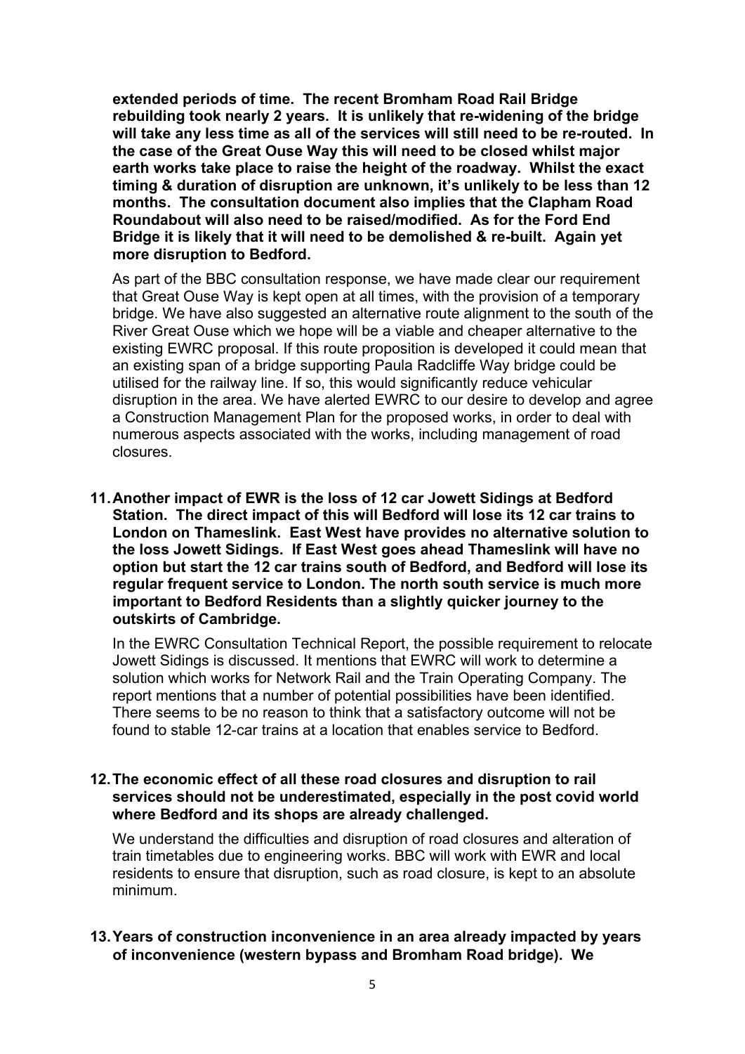**extended periods of time. The recent Bromham Road Rail Bridge rebuilding took nearly 2 years. It is unlikely that re-widening of the bridge will take any less time as all of the services will still need to be re-routed. In the case of the Great Ouse Way this will need to be closed whilst major earth works take place to raise the height of the roadway. Whilst the exact timing & duration of disruption are unknown, it's unlikely to be less than 12 months. The consultation document also implies that the Clapham Road Roundabout will also need to be raised/modified. As for the Ford End Bridge it is likely that it will need to be demolished & re-built. Again yet more disruption to Bedford.**

As part of the BBC consultation response, we have made clear our requirement that Great Ouse Way is kept open at all times, with the provision of a temporary bridge. We have also suggested an alternative route alignment to the south of the River Great Ouse which we hope will be a viable and cheaper alternative to the existing EWRC proposal. If this route proposition is developed it could mean that an existing span of a bridge supporting Paula Radcliffe Way bridge could be utilised for the railway line. If so, this would significantly reduce vehicular disruption in the area. We have alerted EWRC to our desire to develop and agree a Construction Management Plan for the proposed works, in order to deal with numerous aspects associated with the works, including management of road closures.

11. **Another impact of EWR is the loss of 12 car Jowett Sidings at Bedford Station. The direct impact of this will Bedford will lose its 12 car trains to London on Thameslink. East West have provides no alternative solution to the loss Jowett Sidings. If East West goes ahead Thameslink will have no option but start the 12 car trains south of Bedford, and Bedford will lose its regular frequent service to London. The north south service is much more important to Bedford Residents than a slightly quicker journey to the outskirts of Cambridge.**

    In the EWRC Consultation Technical Report, the possible requirement to relocate Jowett Sidings is discussed. It mentions that EWRC will work to determine a solution which works for Network Rail and the Train Operating Company. The report mentions that a number of potential possibilities have been identified. There seems to be no reason to think that a satisfactory outcome will not be found to stable 12-car trains at a location that enables service to Bedford.

12. **The economic effect of all these road closures and disruption to rail services should not be underestimated, especially in the post covid world where Bedford and its shops are already challenged.**

    We understand the difficulties and disruption of road closures and alteration of train timetables due to engineering works. BBC will work with EWR and local residents to ensure that disruption, such as road closure, is kept to an absolute minimum.

13. **Years of construction inconvenience in an area already impacted by years of inconvenience (western bypass and Bromham Road bridge). We**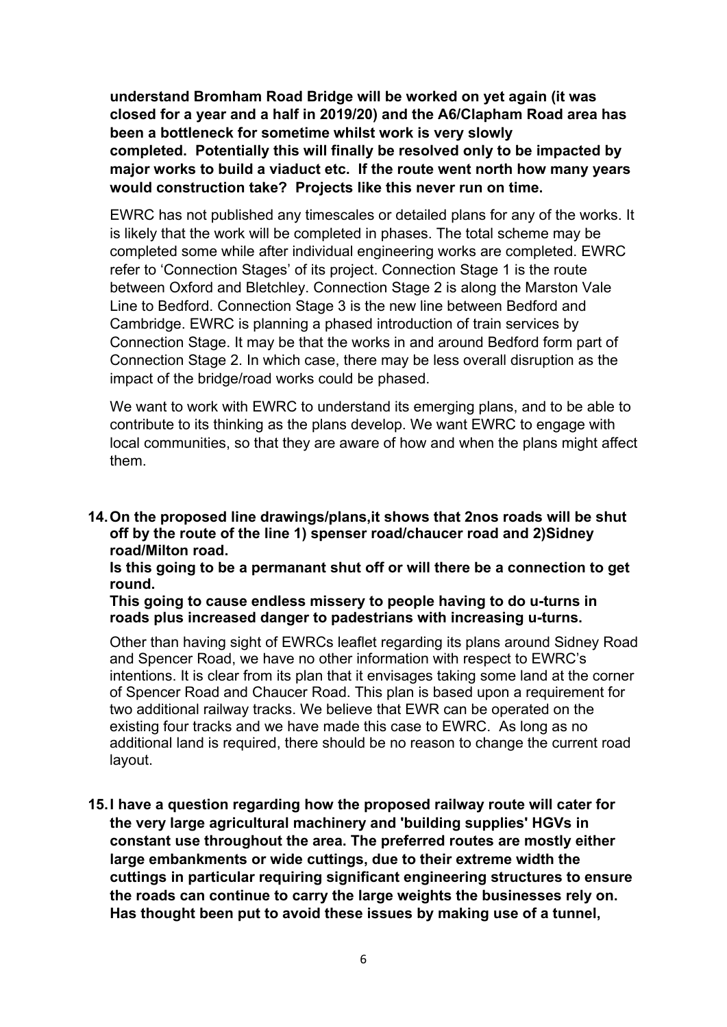**understand Bromham Road Bridge will be worked on yet again (it was closed for a year and a half in 2019/20) and the A6/Clapham Road area has been a bottleneck for sometime whilst work is very slowly completed. Potentially this will finally be resolved only to be impacted by major works to build a viaduct etc. If the route went north how many years would construction take? Projects like this never run on time.**

EWRC has not published any timescales or detailed plans for any of the works. It is likely that the work will be completed in phases. The total scheme may be completed some while after individual engineering works are completed. EWRC refer to 'Connection Stages' of its project. Connection Stage 1 is the route between Oxford and Bletchley. Connection Stage 2 is along the Marston Vale Line to Bedford. Connection Stage 3 is the new line between Bedford and Cambridge. EWRC is planning a phased introduction of train services by Connection Stage. It may be that the works in and around Bedford form part of Connection Stage 2. In which case, there may be less overall disruption as the impact of the bridge/road works could be phased.

We want to work with EWRC to understand its emerging plans, and to be able to contribute to its thinking as the plans develop. We want EWRC to engage with local communities, so that they are aware of how and when the plans might affect them.

14. **On the proposed line drawings/plans,it shows that 2nos roads will be shut off by the route of the line 1) spenser road/chaucer road and 2)Sidney road/Milton road.**

    **Is this going to be a permanant shut off or will there be a connection to get round.**

    **This going to cause endless missery to people having to do u-turns in roads plus increased danger to padestrians with increasing u-turns.**

    Other than having sight of EWRCs leaflet regarding its plans around Sidney Road and Spencer Road, we have no other information with respect to EWRC's intentions. It is clear from its plan that it envisages taking some land at the corner of Spencer Road and Chaucer Road. This plan is based upon a requirement for two additional railway tracks. We believe that EWR can be operated on the existing four tracks and we have made this case to EWRC. As long as no additional land is required, there should be no reason to change the current road layout.

15. **I have a question regarding how the proposed railway route will cater for the very large agricultural machinery and 'building supplies' HGVs in constant use throughout the area. The preferred routes are mostly either large embankments or wide cuttings, due to their extreme width the cuttings in particular requiring significant engineering structures to ensure the roads can continue to carry the large weights the businesses rely on. Has thought been put to avoid these issues by making use of a tunnel,**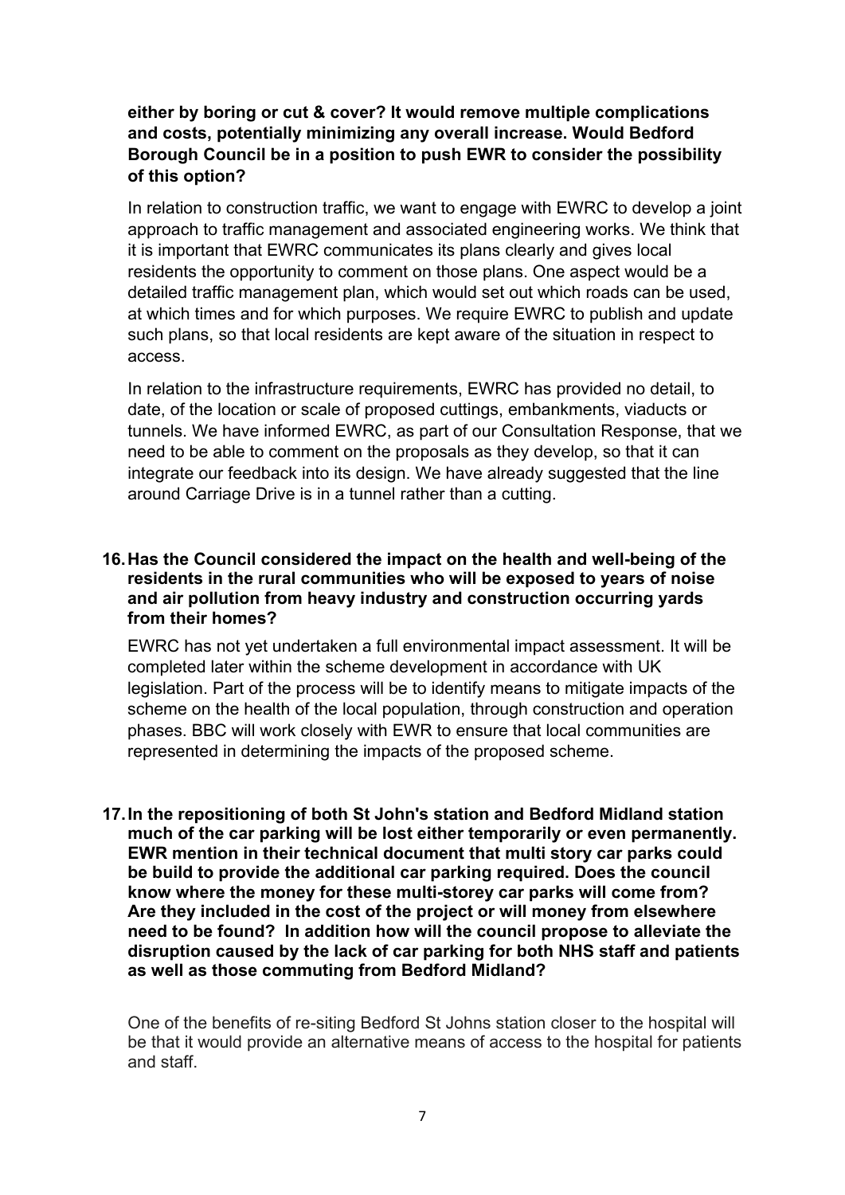**either by boring or cut & cover? It would remove multiple complications and costs, potentially minimizing any overall increase. Would Bedford Borough Council be in a position to push EWR to consider the possibility of this option?**

In relation to construction traffic, we want to engage with EWRC to develop a joint approach to traffic management and associated engineering works. We think that it is important that EWRC communicates its plans clearly and gives local residents the opportunity to comment on those plans. One aspect would be a detailed traffic management plan, which would set out which roads can be used, at which times and for which purposes. We require EWRC to publish and update such plans, so that local residents are kept aware of the situation in respect to access.

In relation to the infrastructure requirements, EWRC has provided no detail, to date, of the location or scale of proposed cuttings, embankments, viaducts or tunnels. We have informed EWRC, as part of our Consultation Response, that we need to be able to comment on the proposals as they develop, so that it can integrate our feedback into its design. We have already suggested that the line around Carriage Drive is in a tunnel rather than a cutting.

**16. Has the Council considered the impact on the health and well-being of the residents in the rural communities who will be exposed to years of noise and air pollution from heavy industry and construction occurring yards from their homes?**

EWRC has not yet undertaken a full environmental impact assessment. It will be completed later within the scheme development in accordance with UK legislation. Part of the process will be to identify means to mitigate impacts of the scheme on the health of the local population, through construction and operation phases. BBC will work closely with EWR to ensure that local communities are represented in determining the impacts of the proposed scheme.

**17. In the repositioning of both St John's station and Bedford Midland station much of the car parking will be lost either temporarily or even permanently. EWR mention in their technical document that multi story car parks could be build to provide the additional car parking required. Does the council know where the money for these multi-storey car parks will come from? Are they included in the cost of the project or will money from elsewhere need to be found? In addition how will the council propose to alleviate the disruption caused by the lack of car parking for both NHS staff and patients as well as those commuting from Bedford Midland?**

One of the benefits of re-siting Bedford St Johns station closer to the hospital will be that it would provide an alternative means of access to the hospital for patients and staff.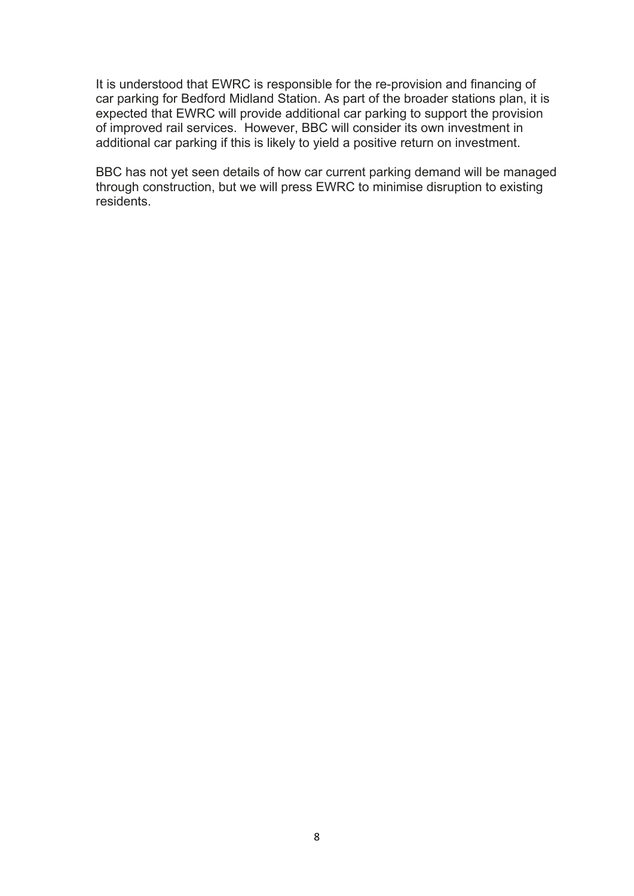It is understood that EWRC is responsible for the re-provision and financing of car parking for Bedford Midland Station. As part of the broader stations plan, it is expected that EWRC will provide additional car parking to support the provision of improved rail services.  However, BBC will consider its own investment in additional car parking if this is likely to yield a positive return on investment.

BBC has not yet seen details of how car current parking demand will be managed through construction, but we will press EWRC to minimise disruption to existing residents.